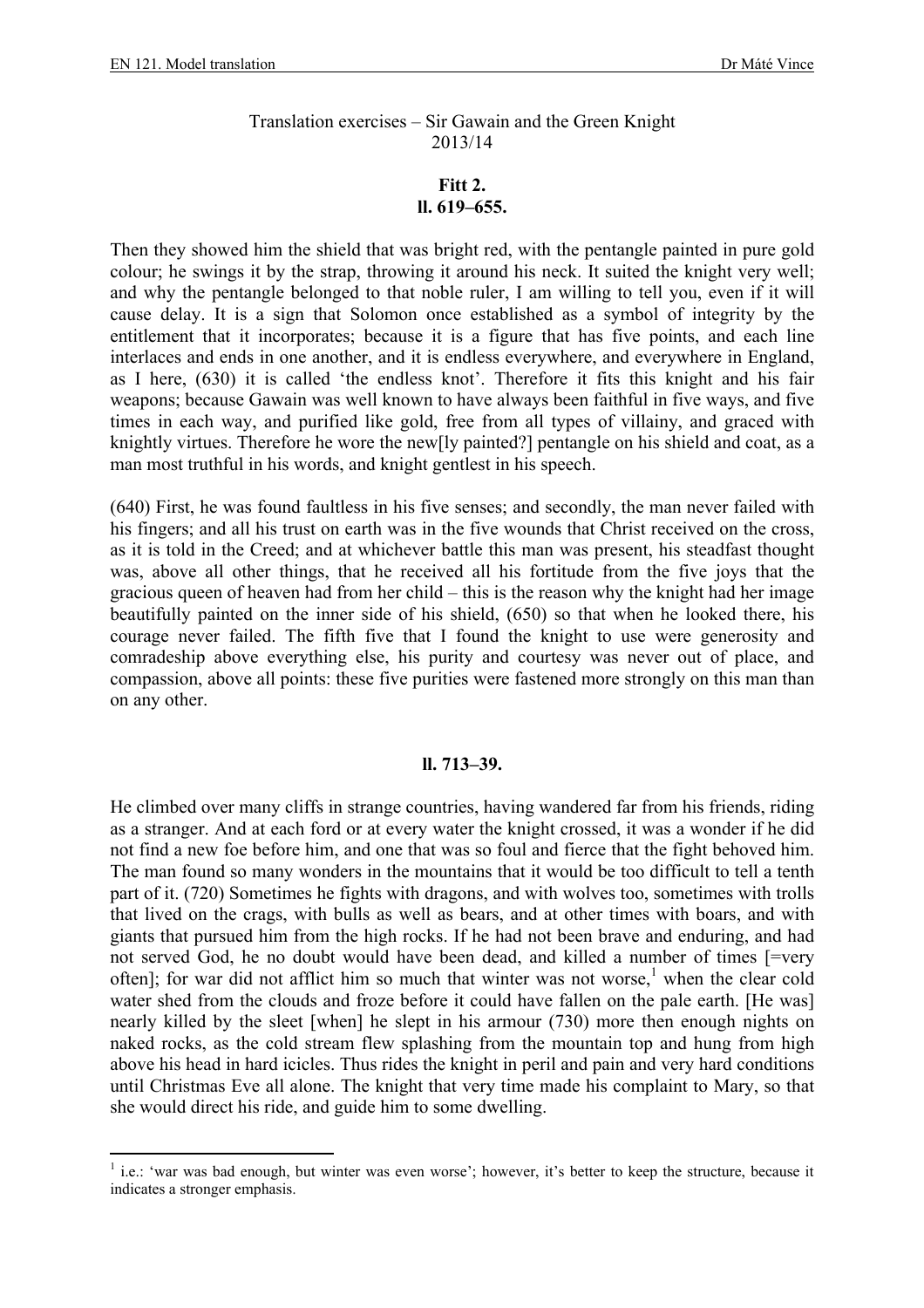Translation exercises – Sir Gawain and the Green Knight
2013/14

## Fitt 2.
## ll. 619–655.

Then they showed him the shield that was bright red, with the pentangle painted in pure gold colour; he swings it by the strap, throwing it around his neck. It suited the knight very well; and why the pentangle belonged to that noble ruler, I am willing to tell you, even if it will cause delay. It is a sign that Solomon once established as a symbol of integrity by the entitlement that it incorporates; because it is a figure that has five points, and each line interlaces and ends in one another, and it is endless everywhere, and everywhere in England, as I here, (630) it is called 'the endless knot'. Therefore it fits this knight and his fair weapons; because Gawain was well known to have always been faithful in five ways, and five times in each way, and purified like gold, free from all types of villainy, and graced with knightly virtues. Therefore he wore the new[ly painted?] pentangle on his shield and coat, as a man most truthful in his words, and knight gentlest in his speech.

(640) First, he was found faultless in his five senses; and secondly, the man never failed with his fingers; and all his trust on earth was in the five wounds that Christ received on the cross, as it is told in the Creed; and at whichever battle this man was present, his steadfast thought was, above all other things, that he received all his fortitude from the five joys that the gracious queen of heaven had from her child – this is the reason why the knight had her image beautifully painted on the inner side of his shield, (650) so that when he looked there, his courage never failed. The fifth five that I found the knight to use were generosity and comradeship above everything else, his purity and courtesy was never out of place, and compassion, above all points: these five purities were fastened more strongly on this man than on any other.

## ll. 713–39.

He climbed over many cliffs in strange countries, having wandered far from his friends, riding as a stranger. And at each ford or at every water the knight crossed, it was a wonder if he did not find a new foe before him, and one that was so foul and fierce that the fight behoved him. The man found so many wonders in the mountains that it would be too difficult to tell a tenth part of it. (720) Sometimes he fights with dragons, and with wolves too, sometimes with trolls that lived on the crags, with bulls as well as bears, and at other times with boars, and with giants that pursued him from the high rocks. If he had not been brave and enduring, and had not served God, he no doubt would have been dead, and killed a number of times [=very often]; for war did not afflict him so much that winter was not worse,[1] when the clear cold water shed from the clouds and froze before it could have fallen on the pale earth. [He was] nearly killed by the sleet [when] he slept in his armour (730) more then enough nights on naked rocks, as the cold stream flew splashing from the mountain top and hung from high above his head in hard icicles. Thus rides the knight in peril and pain and very hard conditions until Christmas Eve all alone. The knight that very time made his complaint to Mary, so that she would direct his ride, and guide him to some dwelling.

[1] i.e.: 'war was bad enough, but winter was even worse'; however, it's better to keep the structure, because it indicates a stronger emphasis.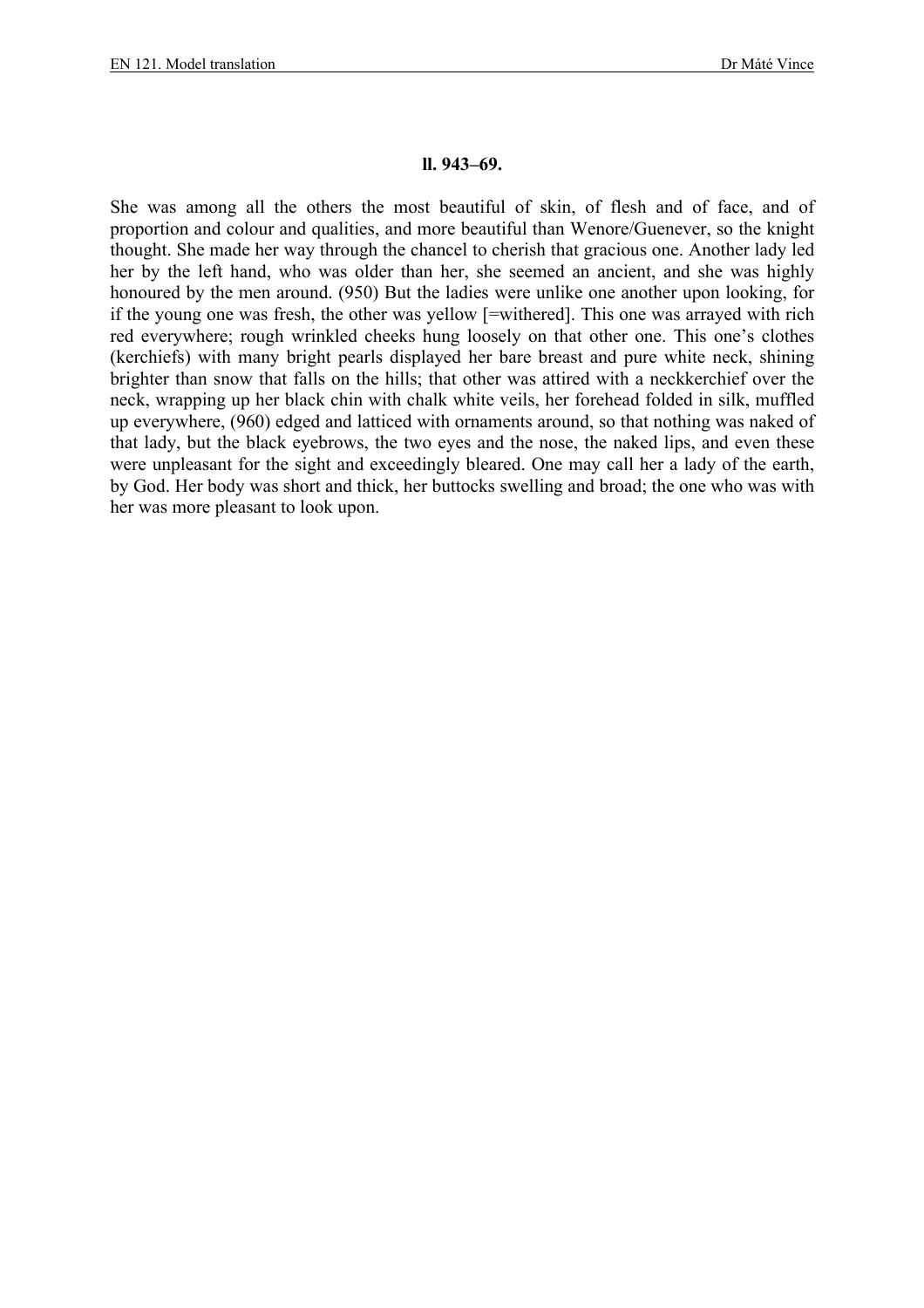**ll. 943–69.**

She was among all the others the most beautiful of skin, of flesh and of face, and of proportion and colour and qualities, and more beautiful than Wenore/Guenever, so the knight thought. She made her way through the chancel to cherish that gracious one. Another lady led her by the left hand, who was older than her, she seemed an ancient, and she was highly honoured by the men around. (950) But the ladies were unlike one another upon looking, for if the young one was fresh, the other was yellow [=withered]. This one was arrayed with rich red everywhere; rough wrinkled cheeks hung loosely on that other one. This one's clothes (kerchiefs) with many bright pearls displayed her bare breast and pure white neck, shining brighter than snow that falls on the hills; that other was attired with a neckkerchief over the neck, wrapping up her black chin with chalk white veils, her forehead folded in silk, muffled up everywhere, (960) edged and latticed with ornaments around, so that nothing was naked of that lady, but the black eyebrows, the two eyes and the nose, the naked lips, and even these were unpleasant for the sight and exceedingly bleared. One may call her a lady of the earth, by God. Her body was short and thick, her buttocks swelling and broad; the one who was with her was more pleasant to look upon.